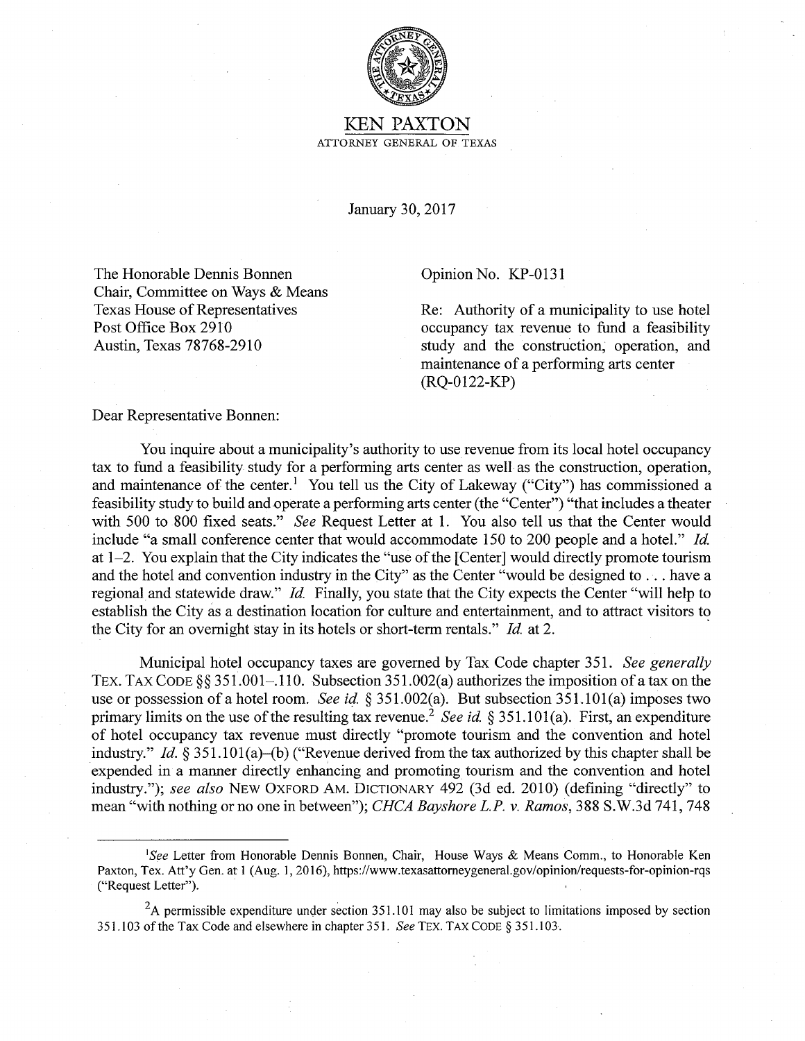# KEN PAXTON

ATTORNEY GENERAL OF TEXAS

January 30, 2017

The Honorable Dennis Bonnen
Chair, Committee on Ways & Means
Texas House of Representatives
Post Office Box 2910
Austin, Texas 78768-2910

Opinion No. KP-0131

Re: Authority of a municipality to use hotel occupancy tax revenue to fund a feasibility study and the construction, operation, and maintenance of a performing arts center (RQ-0122-KP)

Dear Representative Bonnen:

You inquire about a municipality's authority to use revenue from its local hotel occupancy tax to fund a feasibility study for a performing arts center as well as the construction, operation, and maintenance of the center.[1] You tell us the City of Lakeway ("City") has commissioned a feasibility study to build and operate a performing arts center (the "Center") "that includes a theater with 500 to 800 fixed seats." *See* Request Letter at 1. You also tell us that the Center would include "a small conference center that would accommodate 150 to 200 people and a hotel." *Id.* at 1–2. You explain that the City indicates the "use of the [Center] would directly promote tourism and the hotel and convention industry in the City" as the Center "would be designed to . . . have a regional and statewide draw." *Id.* Finally, you state that the City expects the Center "will help to establish the City as a destination location for culture and entertainment, and to attract visitors to the City for an overnight stay in its hotels or short-term rentals." *Id.* at 2.

Municipal hotel occupancy taxes are governed by Tax Code chapter 351. *See generally* TEX. TAX CODE §§ 351.001–.110. Subsection 351.002(a) authorizes the imposition of a tax on the use or possession of a hotel room. *See id.* § 351.002(a). But subsection 351.101(a) imposes two primary limits on the use of the resulting tax revenue.[2] *See id.* § 351.101(a). First, an expenditure of hotel occupancy tax revenue must directly "promote tourism and the convention and hotel industry." *Id.* § 351.101(a)–(b) ("Revenue derived from the tax authorized by this chapter shall be expended in a manner directly enhancing and promoting tourism and the convention and hotel industry."); *see also* NEW OXFORD AM. DICTIONARY 492 (3d ed. 2010) (defining "directly" to mean "with nothing or no one in between"); *CHCA Bayshore L.P. v. Ramos*, 388 S.W.3d 741, 748

---

[1] *See* Letter from Honorable Dennis Bonnen, Chair, House Ways & Means Comm., to Honorable Ken Paxton, Tex. Att'y Gen. at 1 (Aug. 1, 2016), https://www.texasattorneygeneral.gov/opinion/requests-for-opinion-rqs ("Request Letter").

[2] A permissible expenditure under section 351.101 may also be subject to limitations imposed by section 351.103 of the Tax Code and elsewhere in chapter 351. *See* TEX. TAX CODE § 351.103.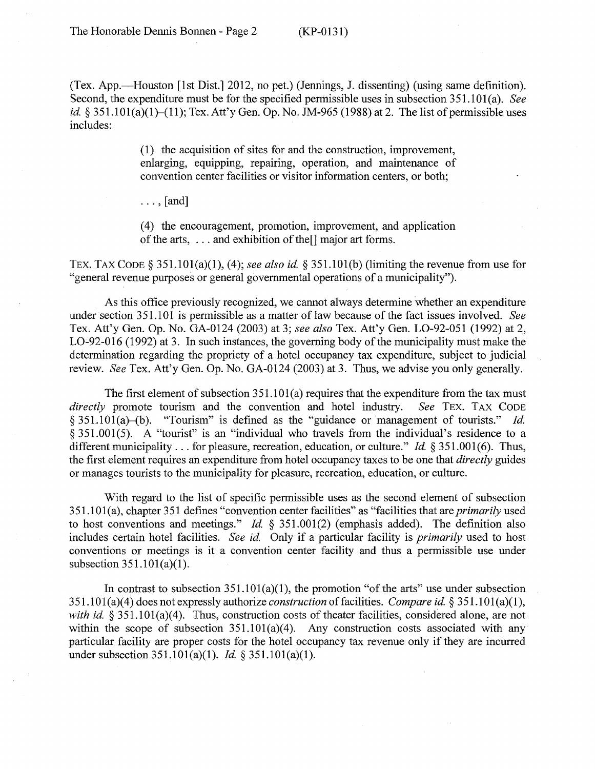(Tex. App.—Houston [1st Dist.] 2012, no pet.) (Jennings, J. dissenting) (using same definition). Second, the expenditure must be for the specified permissible uses in subsection 351.101(a). *See id.* § 351.101(a)(1)–(11); Tex. Att'y Gen. Op. No. JM-965 (1988) at 2. The list of permissible uses includes:

> (1) the acquisition of sites for and the construction, improvement, enlarging, equipping, repairing, operation, and maintenance of convention center facilities or visitor information centers, or both;
>
> . . . , [and]
>
> (4) the encouragement, promotion, improvement, and application of the arts, . . . and exhibition of the[] major art forms.

TEX. TAX CODE § 351.101(a)(1), (4); *see also id.* § 351.101(b) (limiting the revenue from use for "general revenue purposes or general governmental operations of a municipality").

As this office previously recognized, we cannot always determine whether an expenditure under section 351.101 is permissible as a matter of law because of the fact issues involved. *See* Tex. Att'y Gen. Op. No. GA-0124 (2003) at 3; *see also* Tex. Att'y Gen. LO-92-051 (1992) at 2, LO-92-016 (1992) at 3. In such instances, the governing body of the municipality must make the determination regarding the propriety of a hotel occupancy tax expenditure, subject to judicial review. *See* Tex. Att'y Gen. Op. No. GA-0124 (2003) at 3. Thus, we advise you only generally.

The first element of subsection 351.101(a) requires that the expenditure from the tax must *directly* promote tourism and the convention and hotel industry. *See* TEX. TAX CODE § 351.101(a)–(b). "Tourism" is defined as the "guidance or management of tourists." *Id.* § 351.001(5). A "tourist" is an "individual who travels from the individual's residence to a different municipality . . . for pleasure, recreation, education, or culture." *Id.* § 351.001(6). Thus, the first element requires an expenditure from hotel occupancy taxes to be one that *directly* guides or manages tourists to the municipality for pleasure, recreation, education, or culture.

With regard to the list of specific permissible uses as the second element of subsection 351.101(a), chapter 351 defines "convention center facilities" as "facilities that are *primarily* used to host conventions and meetings." *Id.* § 351.001(2) (emphasis added). The definition also includes certain hotel facilities. *See id.* Only if a particular facility is *primarily* used to host conventions or meetings is it a convention center facility and thus a permissible use under subsection 351.101(a)(1).

In contrast to subsection 351.101(a)(1), the promotion "of the arts" use under subsection 351.101(a)(4) does not expressly authorize *construction* of facilities. *Compare id.* § 351.101(a)(1), *with id.* § 351.101(a)(4). Thus, construction costs of theater facilities, considered alone, are not within the scope of subsection 351.101(a)(4). Any construction costs associated with any particular facility are proper costs for the hotel occupancy tax revenue only if they are incurred under subsection 351.101(a)(1). *Id.* § 351.101(a)(1).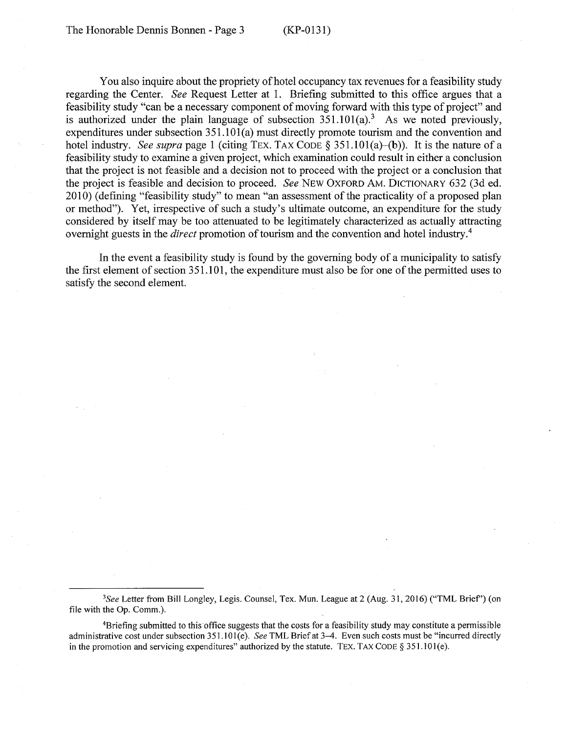You also inquire about the propriety of hotel occupancy tax revenues for a feasibility study regarding the Center. *See* Request Letter at 1. Briefing submitted to this office argues that a feasibility study "can be a necessary component of moving forward with this type of project" and is authorized under the plain language of subsection 351.101(a).[3] As we noted previously, expenditures under subsection 351.101(a) must directly promote tourism and the convention and hotel industry. *See supra* page 1 (citing TEX. TAX CODE § 351.101(a)–(b)). It is the nature of a feasibility study to examine a given project, which examination could result in either a conclusion that the project is not feasible and a decision not to proceed with the project or a conclusion that the project is feasible and decision to proceed. *See* NEW OXFORD AM. DICTIONARY 632 (3d ed. 2010) (defining "feasibility study" to mean "an assessment of the practicality of a proposed plan or method"). Yet, irrespective of such a study's ultimate outcome, an expenditure for the study considered by itself may be too attenuated to be legitimately characterized as actually attracting overnight guests in the *direct* promotion of tourism and the convention and hotel industry.[4]

In the event a feasibility study is found by the governing body of a municipality to satisfy the first element of section 351.101, the expenditure must also be for one of the permitted uses to satisfy the second element.

---

[3] *See* Letter from Bill Longley, Legis. Counsel, Tex. Mun. League at 2 (Aug. 31, 2016) ("TML Brief") (on file with the Op. Comm.).

[4] Briefing submitted to this office suggests that the costs for a feasibility study may constitute a permissible administrative cost under subsection 351.101(e). *See* TML Brief at 3–4. Even such costs must be "incurred directly in the promotion and servicing expenditures" authorized by the statute. TEX. TAX CODE § 351.101(e).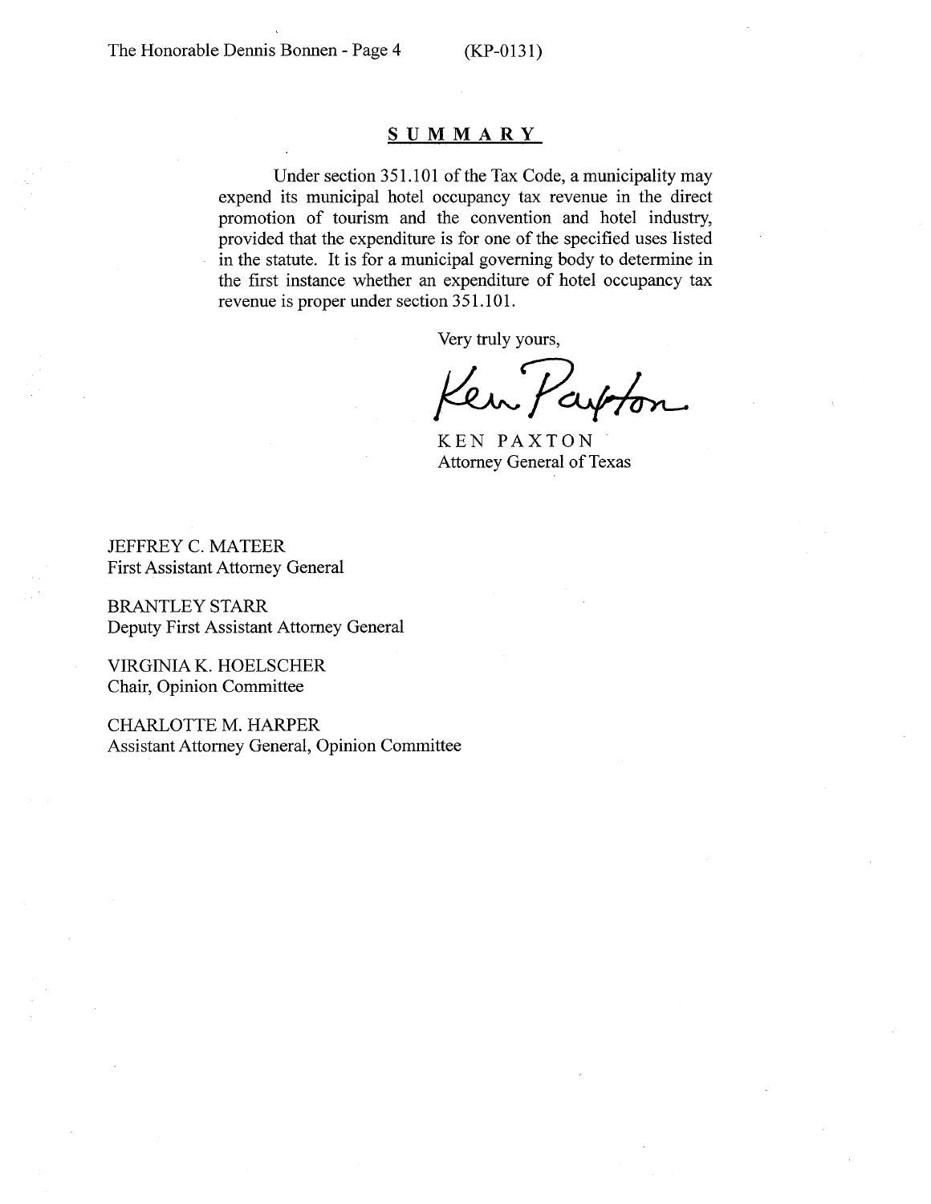## SUMMARY

Under section 351.101 of the Tax Code, a municipality may expend its municipal hotel occupancy tax revenue in the direct promotion of tourism and the convention and hotel industry, provided that the expenditure is for one of the specified uses listed in the statute. It is for a municipal governing body to determine in the first instance whether an expenditure of hotel occupancy tax revenue is proper under section 351.101.

Very truly yours,

Ken Paxton

KEN PAXTON
Attorney General of Texas

JEFFREY C. MATEER
First Assistant Attorney General

BRANTLEY STARR
Deputy First Assistant Attorney General

VIRGINIA K. HOELSCHER
Chair, Opinion Committee

CHARLOTTE M. HARPER
Assistant Attorney General, Opinion Committee